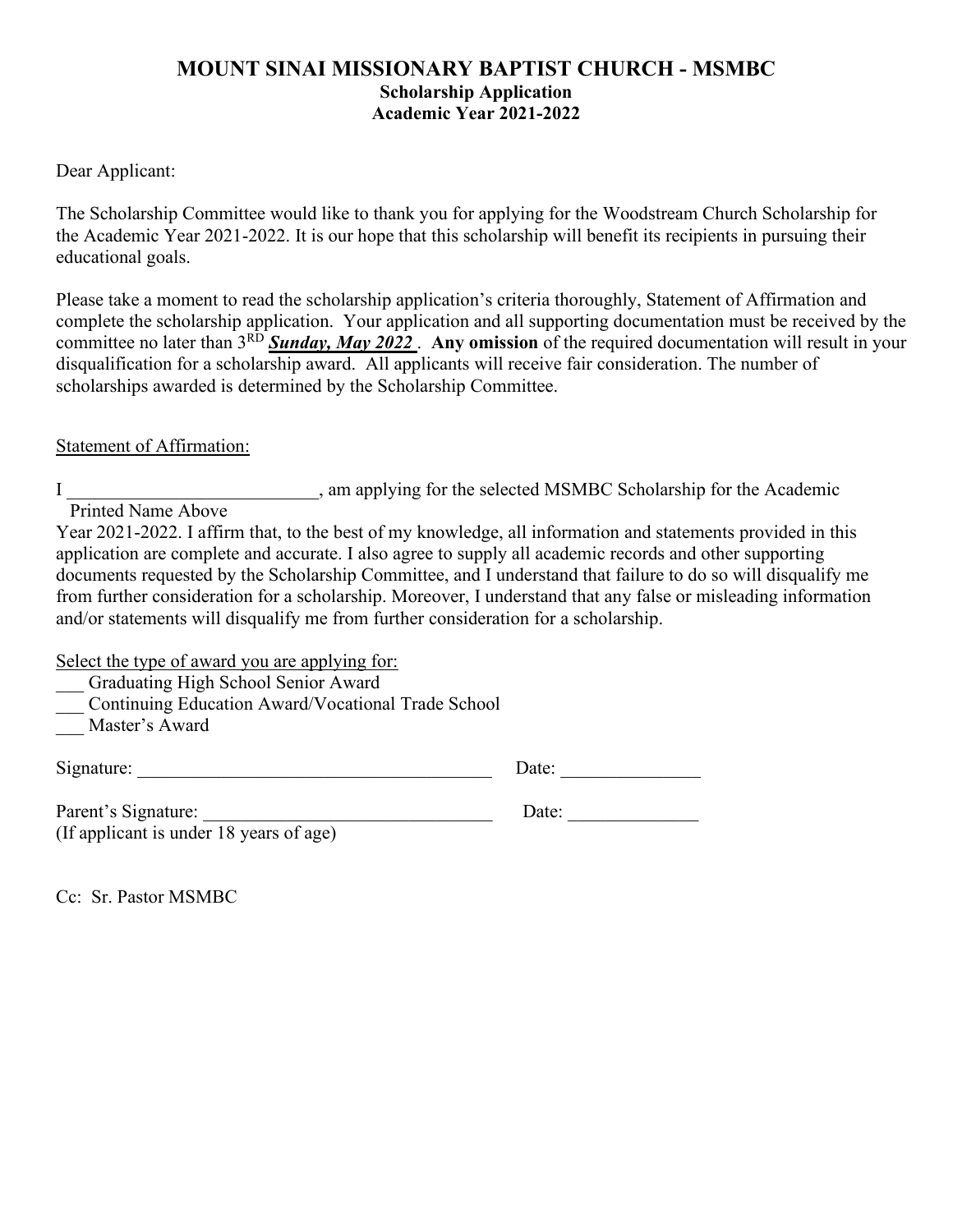# MOUNT SINAI MISSIONARY BAPTIST CHURCH - MSMBC

## Scholarship Application

## Academic Year 2021-2022

Dear Applicant:

The Scholarship Committee would like to thank you for applying for the Woodstream Church Scholarship for the Academic Year 2021-2022. It is our hope that this scholarship will benefit its recipients in pursuing their educational goals.

Please take a moment to read the scholarship application's criteria thoroughly, Statement of Affirmation and complete the scholarship application. Your application and all supporting documentation must be received by the committee no later than 3RD ***Sunday, May 2022*** . **Any omission** of the required documentation will result in your disqualification for a scholarship award. All applicants will receive fair consideration. The number of scholarships awarded is determined by the Scholarship Committee.

Statement of Affirmation:

I ___________________________, am applying for the selected MSMBC Scholarship for the Academic
Printed Name Above
Year 2021-2022. I affirm that, to the best of my knowledge, all information and statements provided in this application are complete and accurate. I also agree to supply all academic records and other supporting documents requested by the Scholarship Committee, and I understand that failure to do so will disqualify me from further consideration for a scholarship. Moreover, I understand that any false or misleading information and/or statements will disqualify me from further consideration for a scholarship.

Select the type of award you are applying for:

___ Graduating High School Senior Award
___ Continuing Education Award/Vocational Trade School
___ Master's Award

Signature: ______________________________________ Date: _______________

Parent's Signature: _______________________________ Date: ______________
(If applicant is under 18 years of age)

Cc: Sr. Pastor MSMBC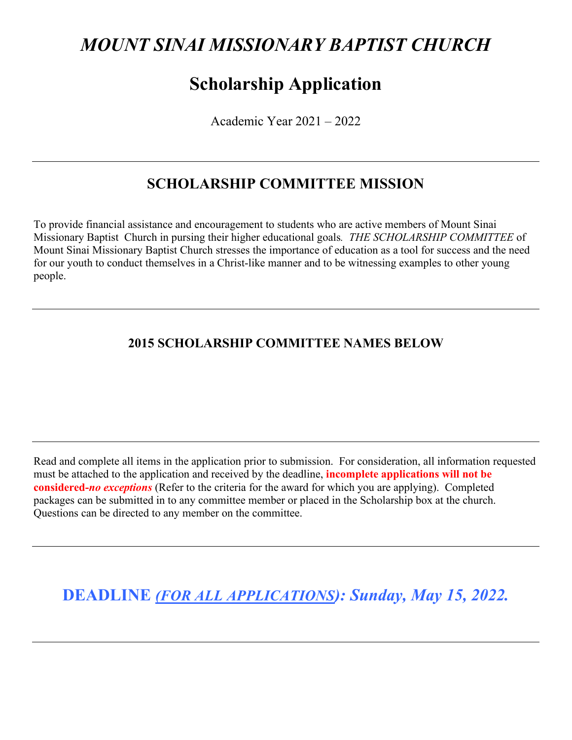# *MOUNT SINAI MISSIONARY BAPTIST CHURCH*

# Scholarship Application

Academic Year 2021 – 2022

---

## SCHOLARSHIP COMMITTEE MISSION

To provide financial assistance and encouragement to students who are active members of Mount Sinai Missionary Baptist Church in pursing their higher educational goals. *THE SCHOLARSHIP COMMITTEE* of Mount Sinai Missionary Baptist Church stresses the importance of education as a tool for success and the need for our youth to conduct themselves in a Christ-like manner and to be witnessing examples to other young people.

---

### 2015 SCHOLARSHIP COMMITTEE NAMES BELOW

---

Read and complete all items in the application prior to submission. For consideration, all information requested must be attached to the application and received by the deadline, **incomplete applications will not be considered-*no exceptions*** (Refer to the criteria for the award for which you are applying). Completed packages can be submitted in to any committee member or placed in the Scholarship box at the church. Questions can be directed to any member on the committee.

---

## DEADLINE *(FOR ALL APPLICATIONS): Sunday, May 15, 2022.*

---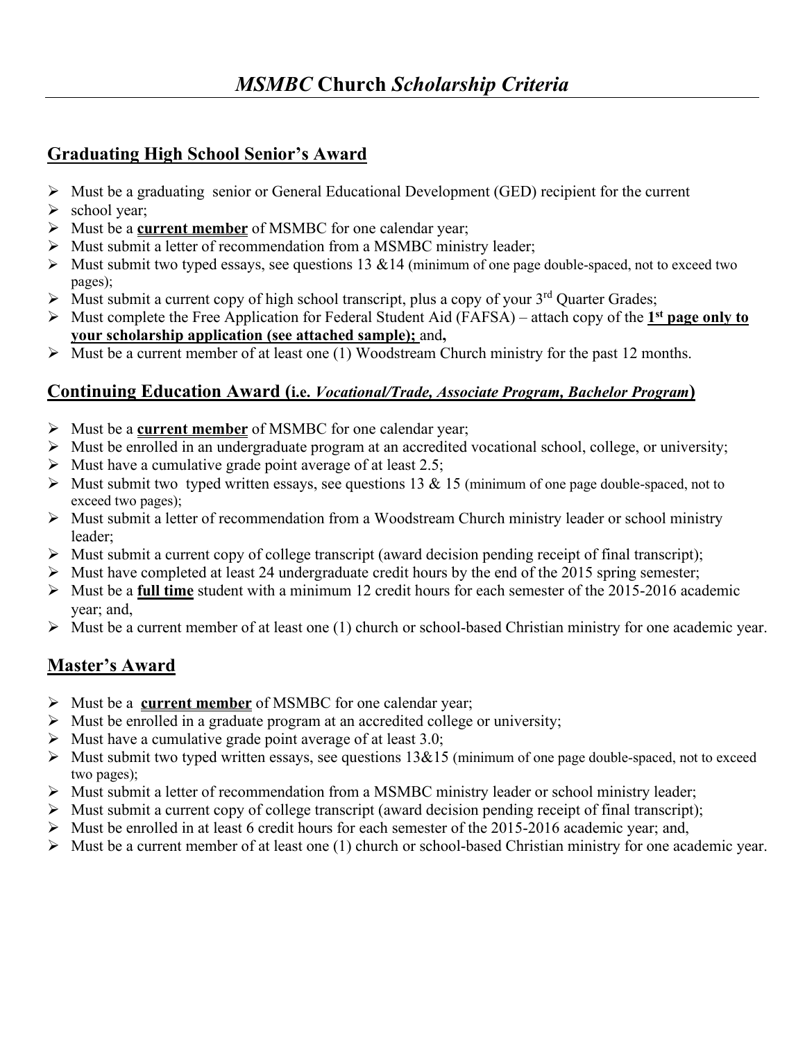# *MSMBC* Church *Scholarship Criteria*

## Graduating High School Senior's Award

- Must be a graduating senior or General Educational Development (GED) recipient for the current
- school year;
- Must be a **current member** of MSMBC for one calendar year;
- Must submit a letter of recommendation from a MSMBC ministry leader;
- Must submit two typed essays, see questions 13 &14 (minimum of one page double-spaced, not to exceed two pages);
- Must submit a current copy of high school transcript, plus a copy of your 3rd Quarter Grades;
- Must complete the Free Application for Federal Student Aid (FAFSA) – attach copy of the **1st page only to your scholarship application (see attached sample);** and**,**
- Must be a current member of at least one (1) Woodstream Church ministry for the past 12 months.

## Continuing Education Award (i.e. *Vocational/Trade, Associate Program, Bachelor Program*)

- Must be a **current member** of MSMBC for one calendar year;
- Must be enrolled in an undergraduate program at an accredited vocational school, college, or university;
- Must have a cumulative grade point average of at least 2.5;
- Must submit two typed written essays, see questions 13 & 15 (minimum of one page double-spaced, not to exceed two pages);
- Must submit a letter of recommendation from a Woodstream Church ministry leader or school ministry leader;
- Must submit a current copy of college transcript (award decision pending receipt of final transcript);
- Must have completed at least 24 undergraduate credit hours by the end of the 2015 spring semester;
- Must be a **full time** student with a minimum 12 credit hours for each semester of the 2015-2016 academic year; and,
- Must be a current member of at least one (1) church or school-based Christian ministry for one academic year.

## Master's Award

- Must be a **current member** of MSMBC for one calendar year;
- Must be enrolled in a graduate program at an accredited college or university;
- Must have a cumulative grade point average of at least 3.0;
- Must submit two typed written essays, see questions 13&15 (minimum of one page double-spaced, not to exceed two pages);
- Must submit a letter of recommendation from a MSMBC ministry leader or school ministry leader;
- Must submit a current copy of college transcript (award decision pending receipt of final transcript);
- Must be enrolled in at least 6 credit hours for each semester of the 2015-2016 academic year; and,
- Must be a current member of at least one (1) church or school-based Christian ministry for one academic year.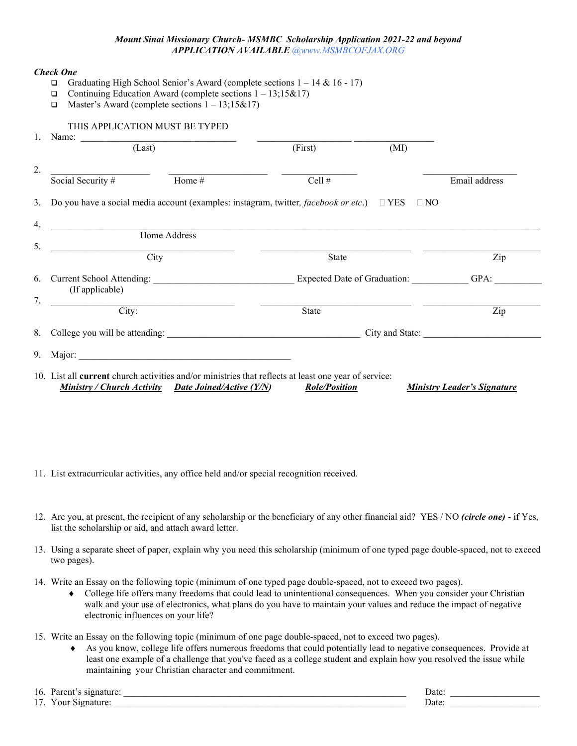***Mount Sinai Missionary Church- MSMBC Scholarship Application 2021-22 and beyond***
***APPLICATION AVAILABLE** @www.MSMBCOFJAX.ORG*

***Check One***

- ❑ Graduating High School Senior's Award (complete sections 1 – 14 & 16 - 17)
- ❑ Continuing Education Award (complete sections 1 – 13;15&17)
- ❑ Master's Award (complete sections 1 – 13;15&17)

THIS APPLICATION MUST BE TYPED

1. Name: ________________________________ ____________________ _________________
   (Last) (First) (MI)

2. ____________________ ____________________ ________________ ____________________
   Social Security # Home # Cell # Email address

3. Do you have a social media account (examples: instagram, twitter, *facebook or etc*.) ☐ YES ☐ NO

4. ____________________________________________________________________________________
   Home Address

5. ______________________________________ ________________________________ _________________________
   City State Zip

6. Current School Attending: ____________________________ Expected Date of Graduation: ___________ GPA: __________
   (If applicable)

7. ______________________________________ ________________________________ _________________________
   City: State Zip

8. College you will be attending: ________________________________________ City and State: _________________________

9. Major: ______________________________________________

10. List all **current** church activities and/or ministries that reflects at least one year of service:
    ***Ministry / Church Activity*** ***Date Joined/Active (Y/N)*** ***Role/Position*** ***Ministry Leader's Signature***

11. List extracurricular activities, any office held and/or special recognition received.

12. Are you, at present, the recipient of any scholarship or the beneficiary of any other financial aid? YES / NO ***(circle one)*** - if Yes, list the scholarship or aid, and attach award letter.

13. Using a separate sheet of paper, explain why you need this scholarship (minimum of one typed page double-spaced, not to exceed two pages).

14. Write an Essay on the following topic (minimum of one typed page double-spaced, not to exceed two pages).
    - College life offers many freedoms that could lead to unintentional consequences. When you consider your Christian walk and your use of electronics, what plans do you have to maintain your values and reduce the impact of negative electronic influences on your life?

15. Write an Essay on the following topic (minimum of one page double-spaced, not to exceed two pages).
    - As you know, college life offers numerous freedoms that could potentially lead to negative consequences. Provide at least one example of a challenge that you've faced as a college student and explain how you resolved the issue while maintaining your Christian character and commitment.

16. Parent's signature: ____________________________________________________________ Date: __________________
17. Your Signature: ______________________________________________________________ Date: __________________